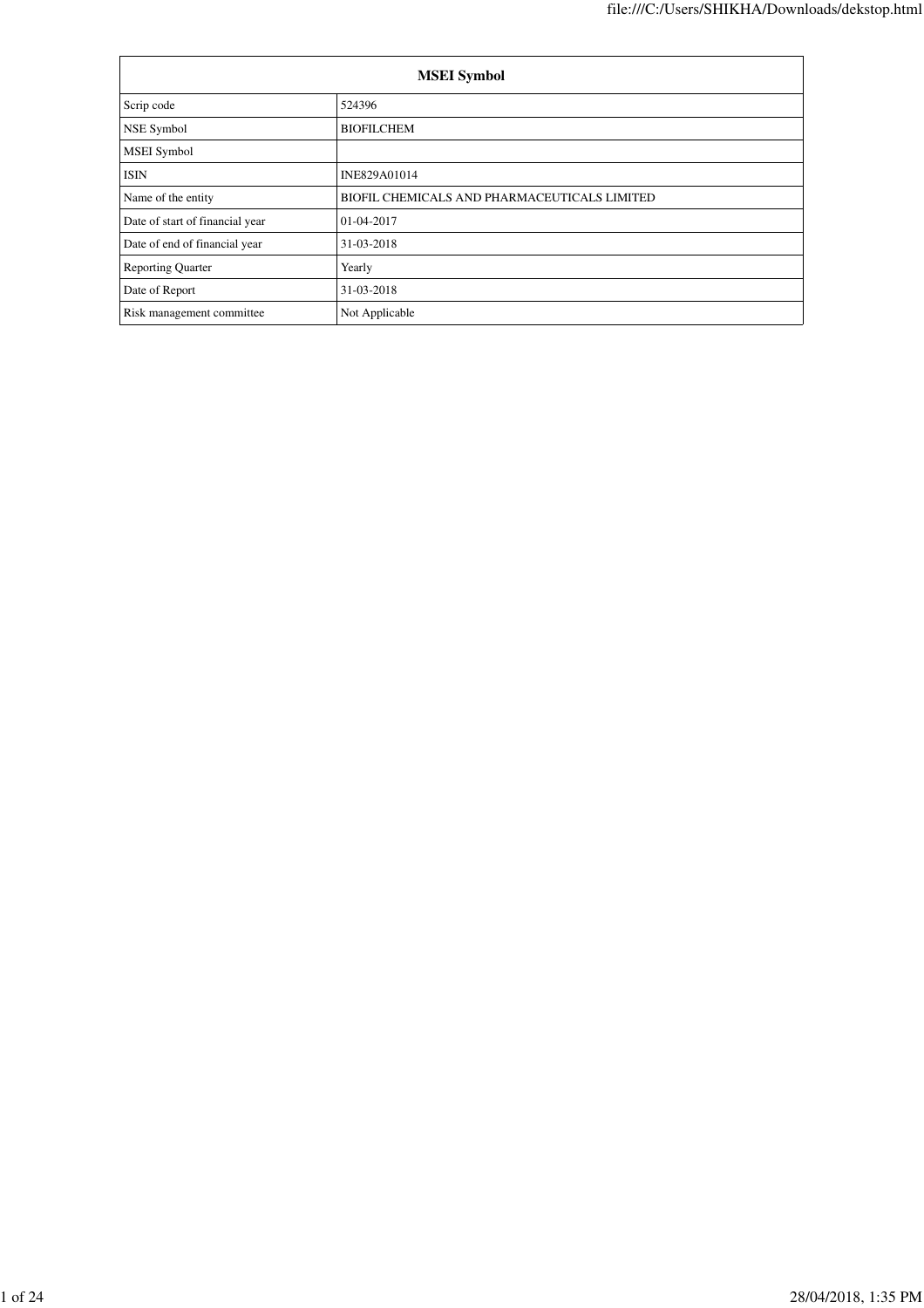| MSEI Symbol | |
|---|---|
| Scrip code | 524396 |
| NSE Symbol | BIOFILCHEM |
| MSEI Symbol | |
| ISIN | INE829A01014 |
| Name of the entity | BIOFIL CHEMICALS AND PHARMACEUTICALS LIMITED |
| Date of start of financial year | 01-04-2017 |
| Date of end of financial year | 31-03-2018 |
| Reporting Quarter | Yearly |
| Date of Report | 31-03-2018 |
| Risk management committee | Not Applicable |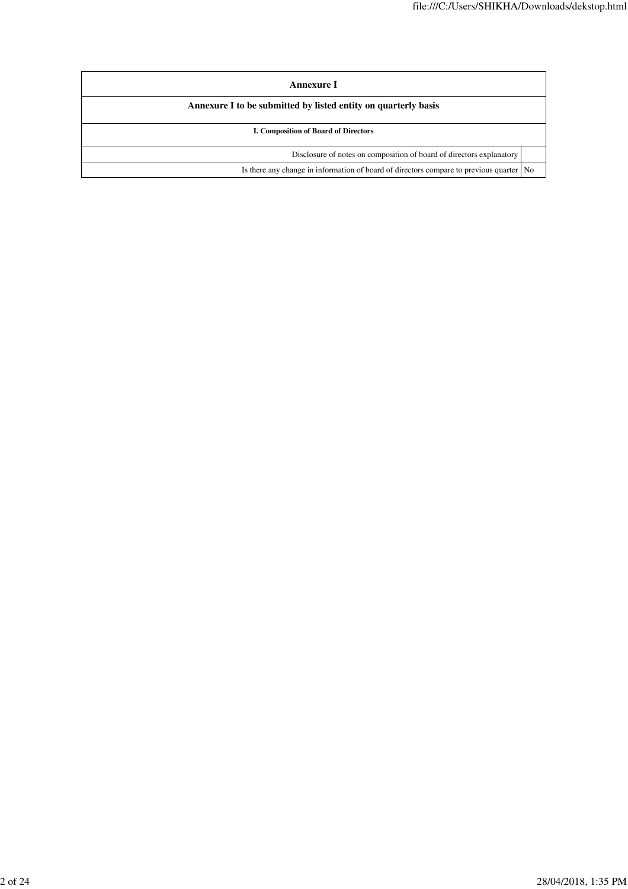| Annexure I | |
|---|---|
| Annexure I to be submitted by listed entity on quarterly basis | |
| I. Composition of Board of Directors | |
| Disclosure of notes on composition of board of directors explanatory | |
| Is there any change in information of board of directors compare to previous quarter | No |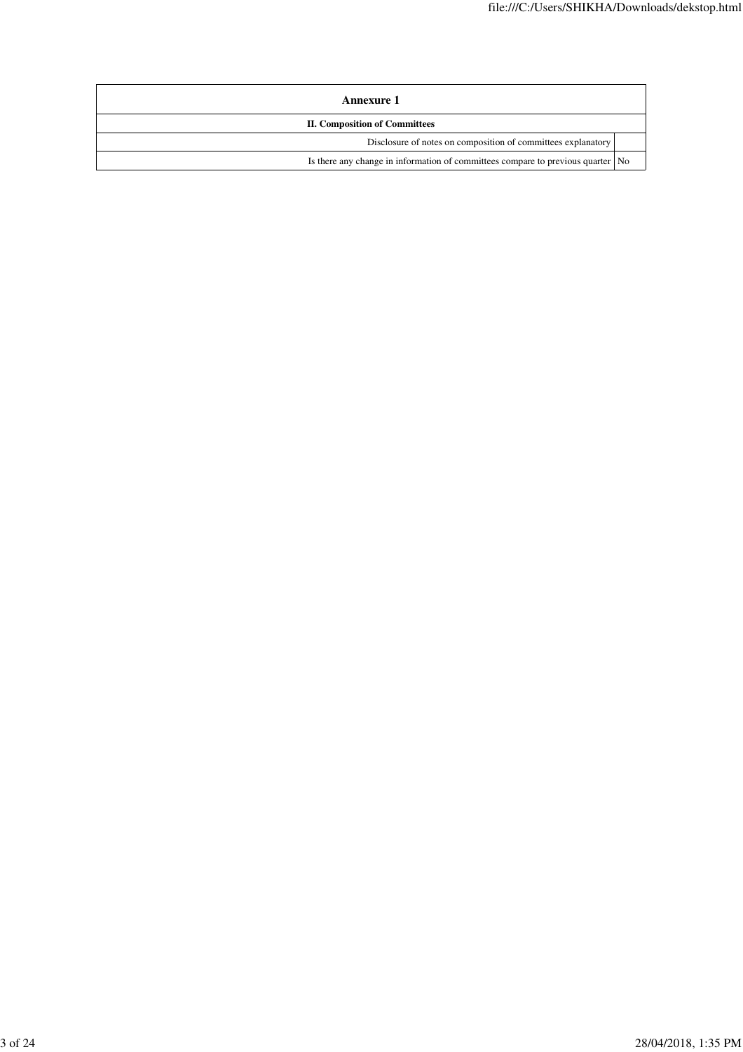| Annexure 1 | |
|---|---|
| **II. Composition of Committees** | |
| Disclosure of notes on composition of committees explanatory | |
| Is there any change in information of committees compare to previous quarter | No |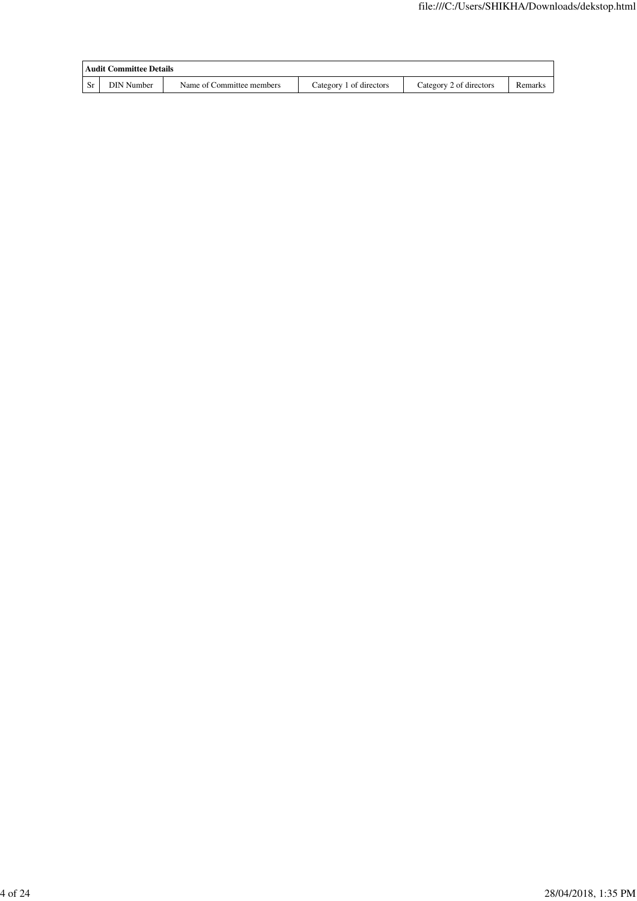| Audit Committee Details | | | | | |
|---|---|---|---|---|---|
| Sr | DIN Number | Name of Committee members | Category 1 of directors | Category 2 of directors | Remarks |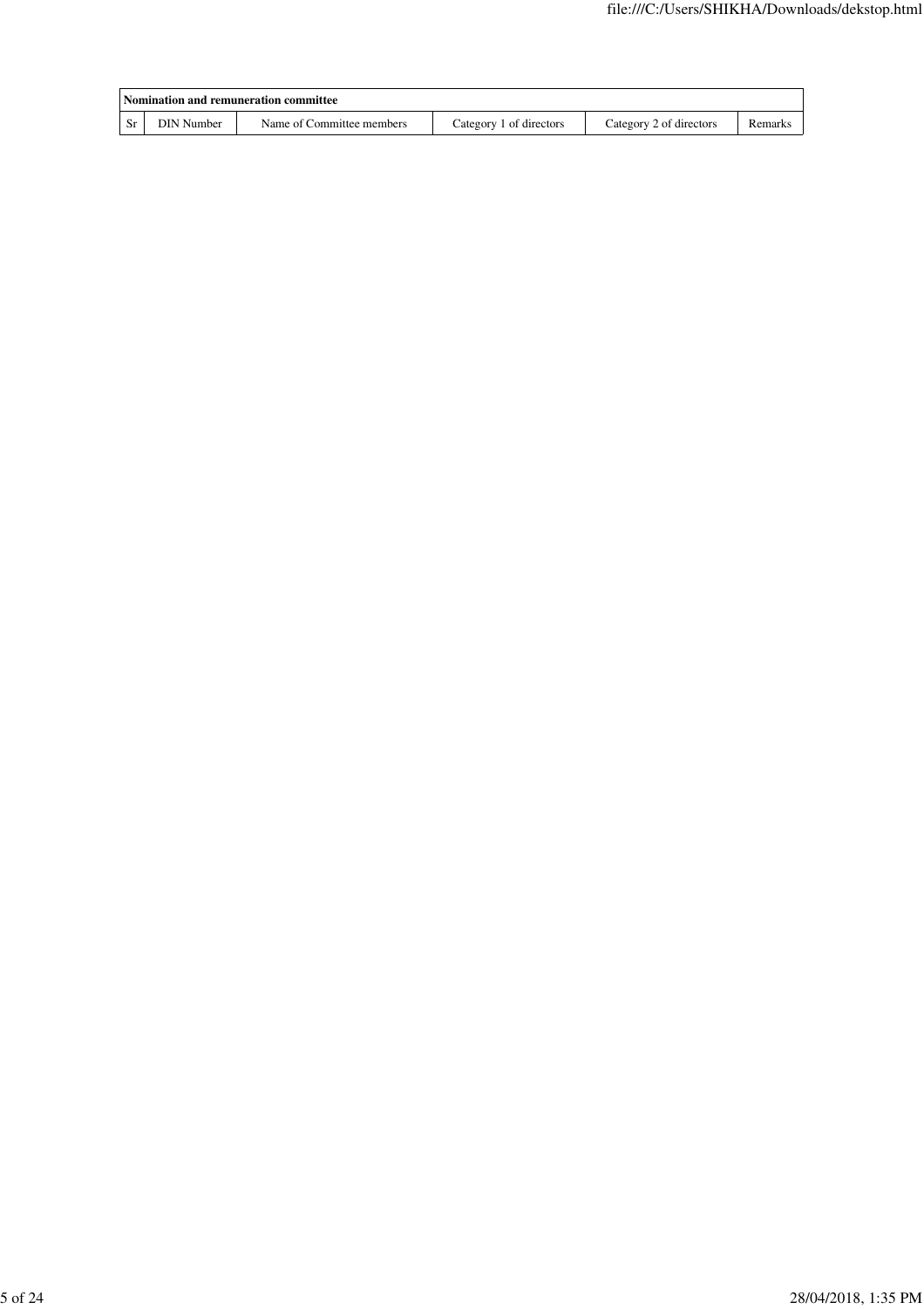| Nomination and remuneration committee | | | | | |
|---|---|---|---|---|---|
| Sr | DIN Number | Name of Committee members | Category 1 of directors | Category 2 of directors | Remarks |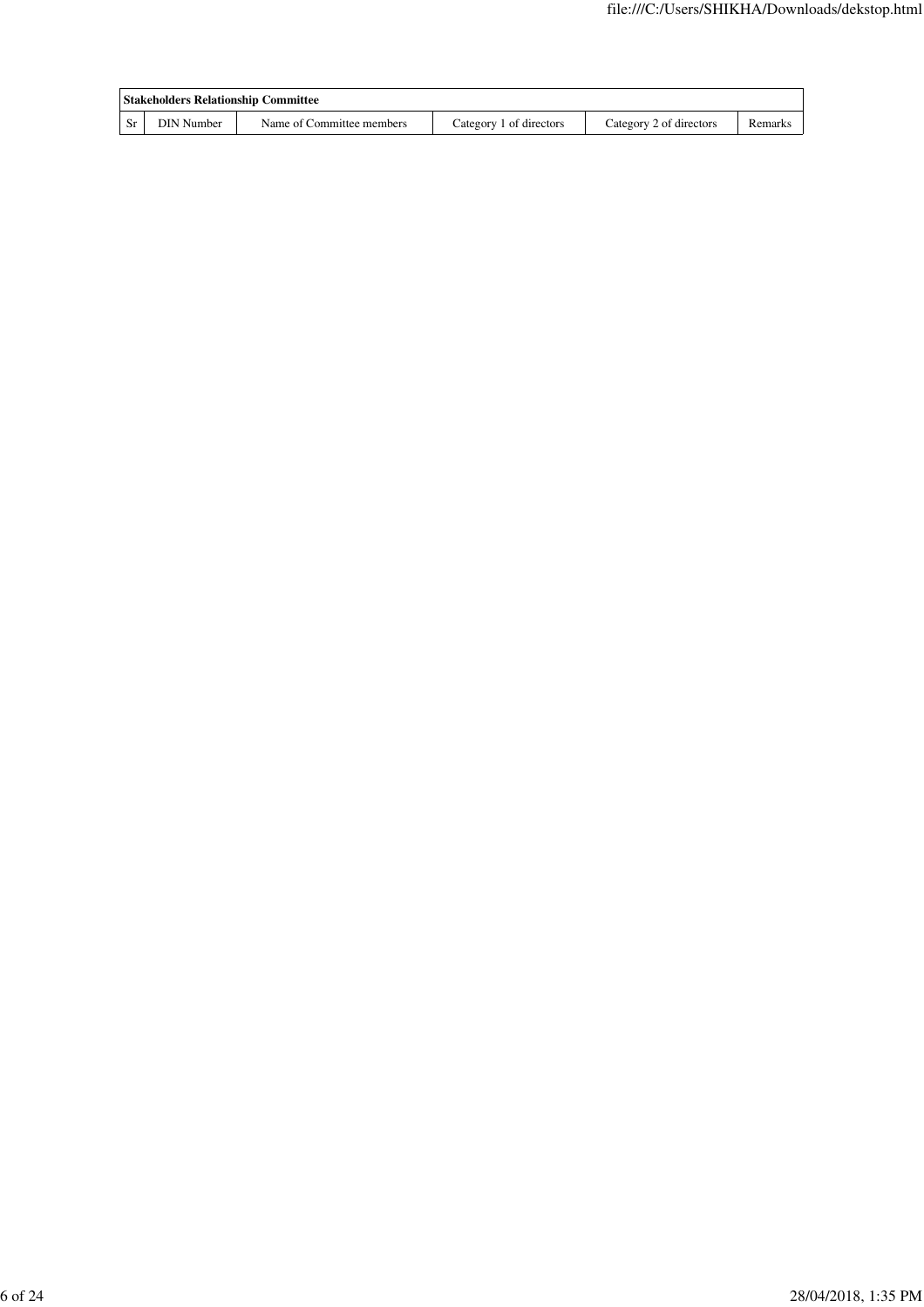| Stakeholders Relationship Committee | | | | | |
|---|---|---|---|---|---|
| Sr | DIN Number | Name of Committee members | Category 1 of directors | Category 2 of directors | Remarks |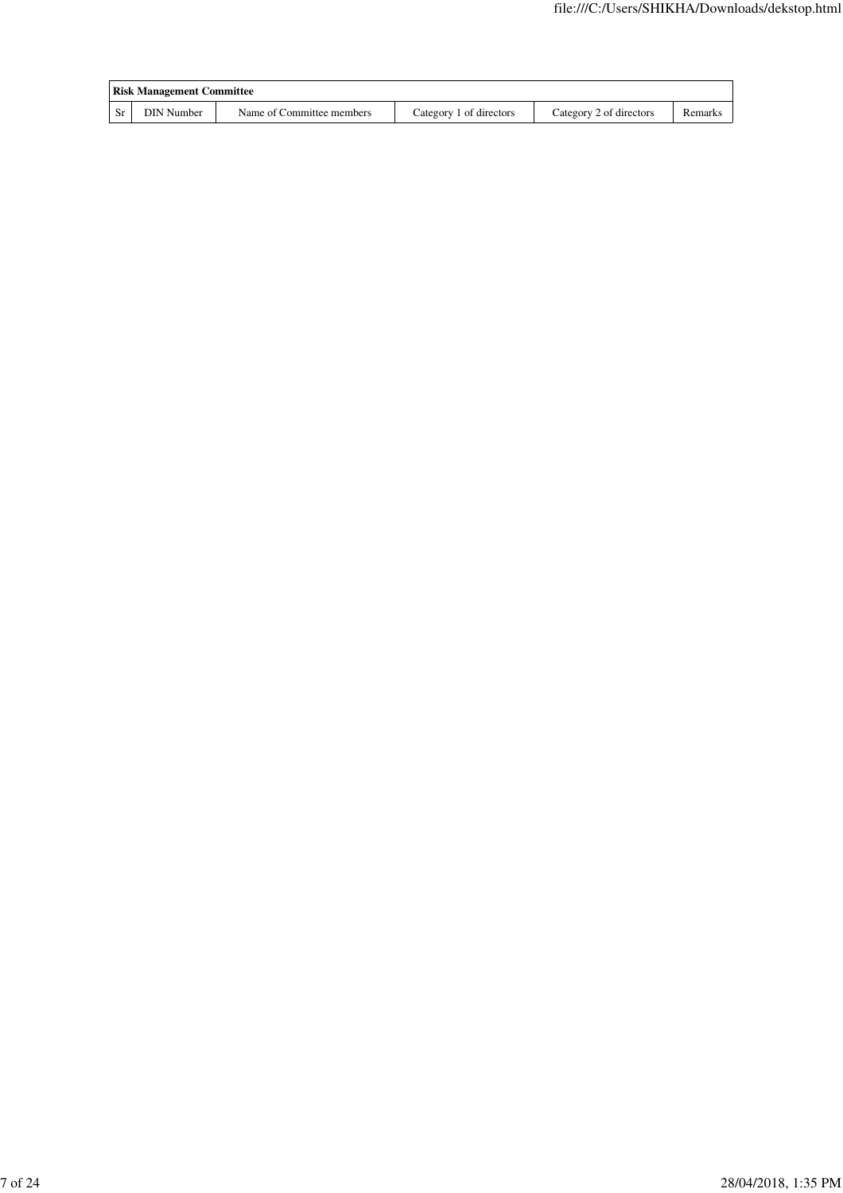| Risk Management Committee | | | | | |
|---|---|---|---|---|---|
| Sr | DIN Number | Name of Committee members | Category 1 of directors | Category 2 of directors | Remarks |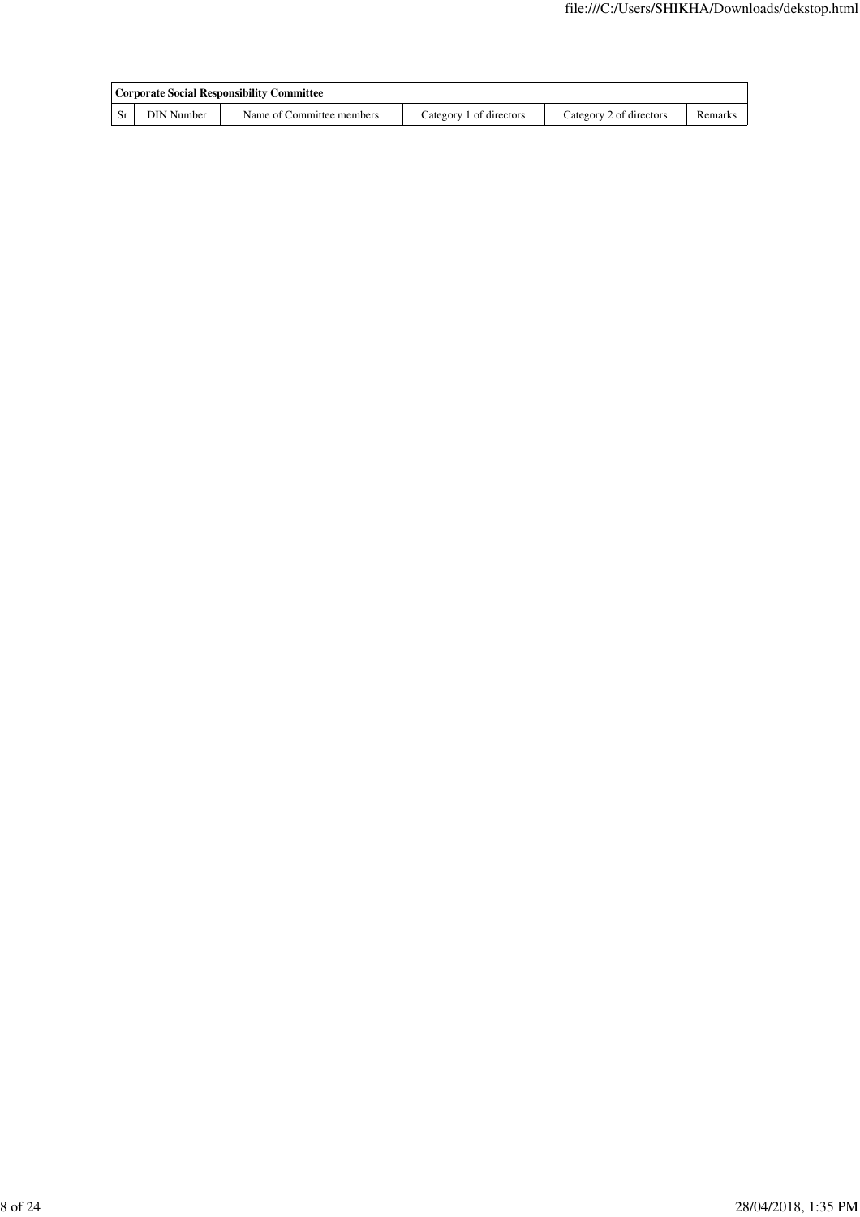| Corporate Social Responsibility Committee | | | | | |
|---|---|---|---|---|---|
| Sr | DIN Number | Name of Committee members | Category 1 of directors | Category 2 of directors | Remarks |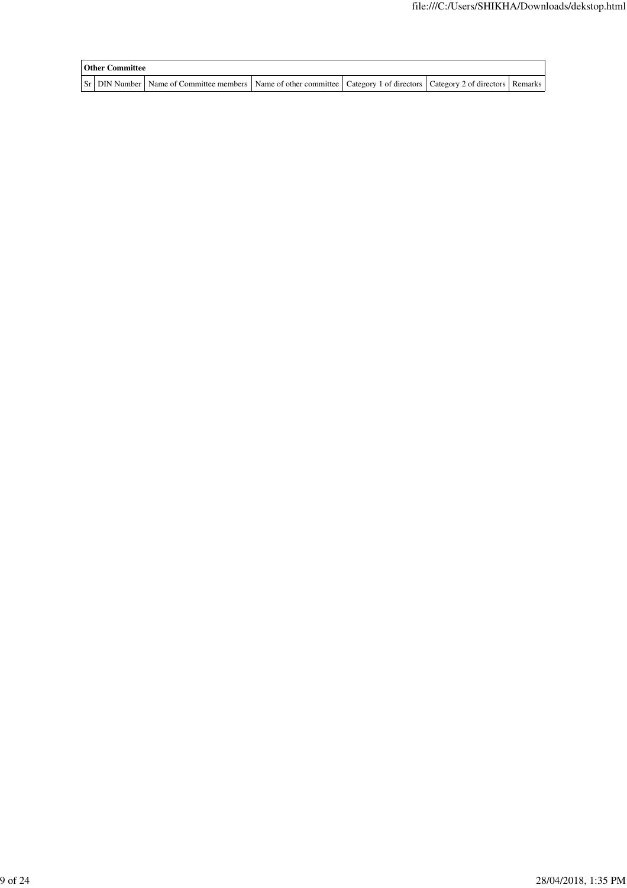| Other Committee | | | | | | |
|---|---|---|---|---|---|---|
| Sr | DIN Number | Name of Committee members | Name of other committee | Category 1 of directors | Category 2 of directors | Remarks |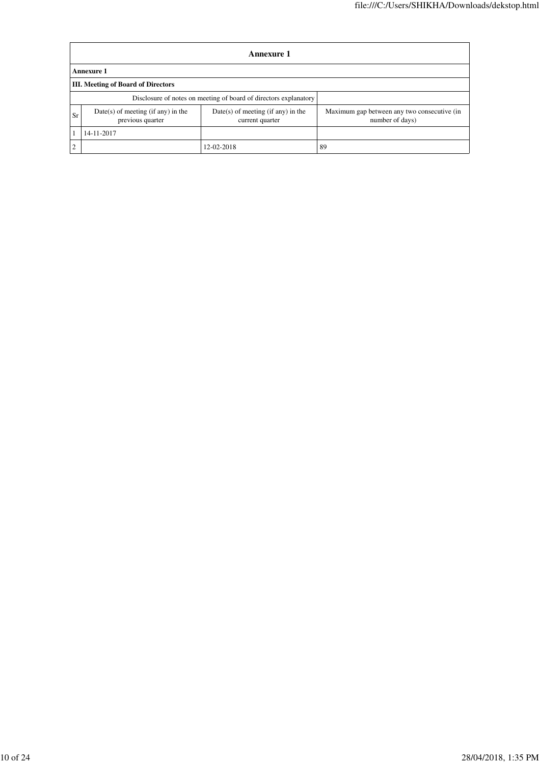| Annexure 1 | | | |
|---|---|---|---|
| **Annexure 1** | | | |
| **III. Meeting of Board of Directors** | | | |
| Disclosure of notes on meeting of board of directors explanatory | | | |
| Sr | Date(s) of meeting (if any) in the previous quarter | Date(s) of meeting (if any) in the current quarter | Maximum gap between any two consecutive (in number of days) |
| 1 | 14-11-2017 | | |
| 2 | | 12-02-2018 | 89 |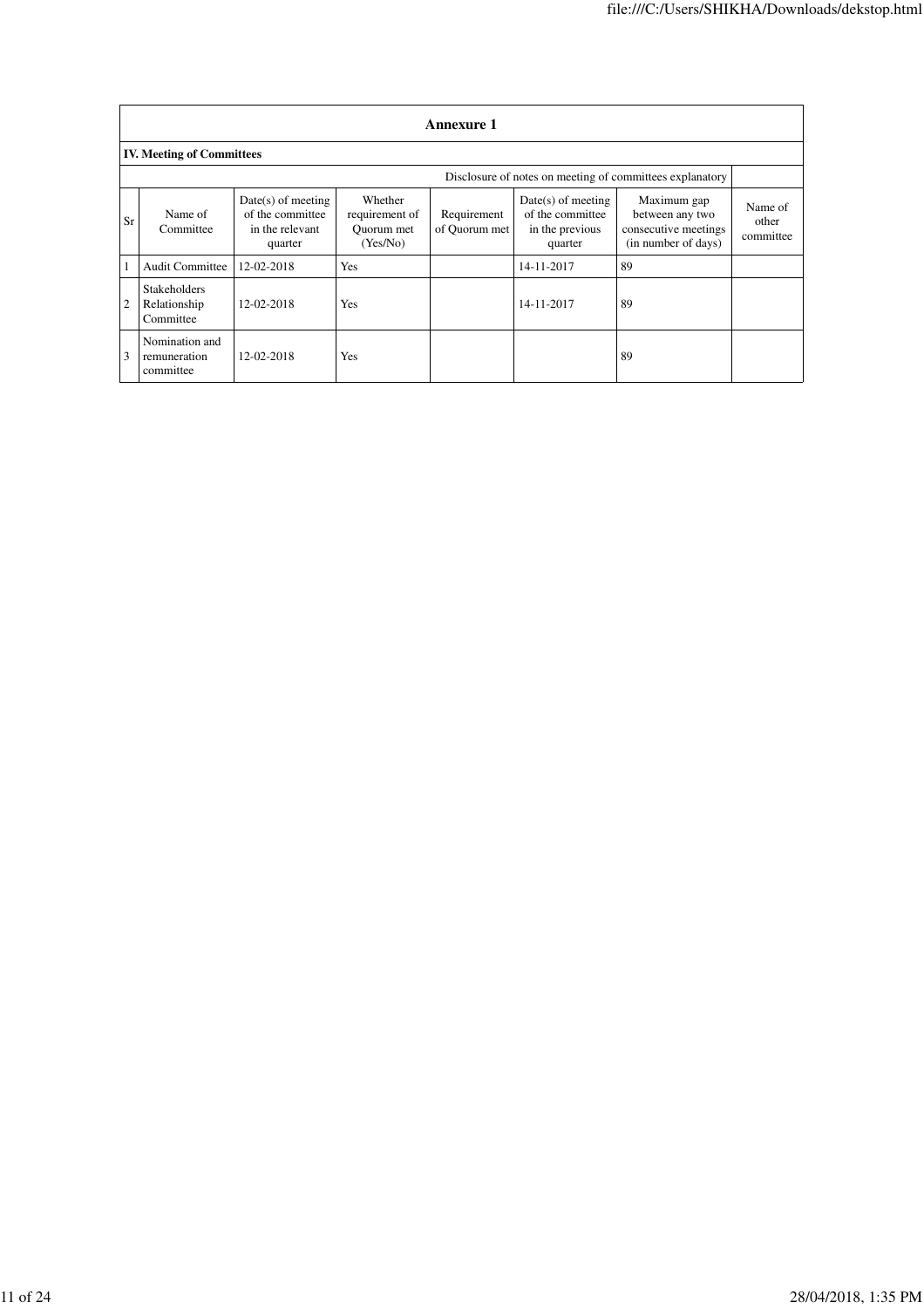## Annexure 1

### IV. Meeting of Committees

| | | | | | | Disclosure of notes on meeting of committees explanatory | |
|---|---|---|---|---|---|---|---|
| Sr | Name of Committee | Date(s) of meeting of the committee in the relevant quarter | Whether requirement of Quorum met (Yes/No) | Requirement of Quorum met | Date(s) of meeting of the committee in the previous quarter | Maximum gap between any two consecutive meetings (in number of days) | Name of other committee |
| 1 | Audit Committee | 12-02-2018 | Yes | | 14-11-2017 | 89 | |
| 2 | Stakeholders Relationship Committee | 12-02-2018 | Yes | | 14-11-2017 | 89 | |
| 3 | Nomination and remuneration committee | 12-02-2018 | Yes | | | 89 | |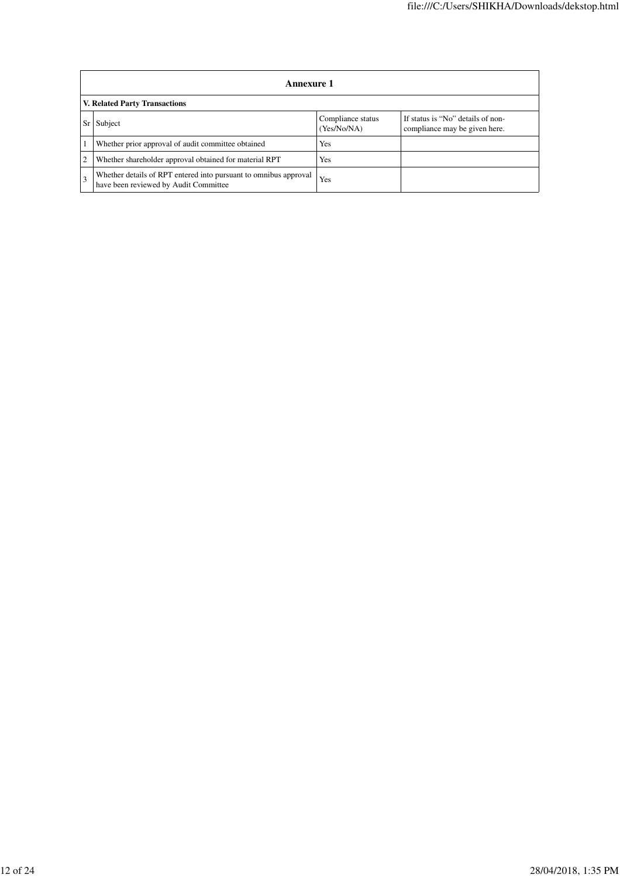## Annexure 1

### V. Related Party Transactions

| Sr | Subject | Compliance status (Yes/No/NA) | If status is "No" details of non-compliance may be given here. |
|---|---|---|---|
| 1 | Whether prior approval of audit committee obtained | Yes | |
| 2 | Whether shareholder approval obtained for material RPT | Yes | |
| 3 | Whether details of RPT entered into pursuant to omnibus approval have been reviewed by Audit Committee | Yes | |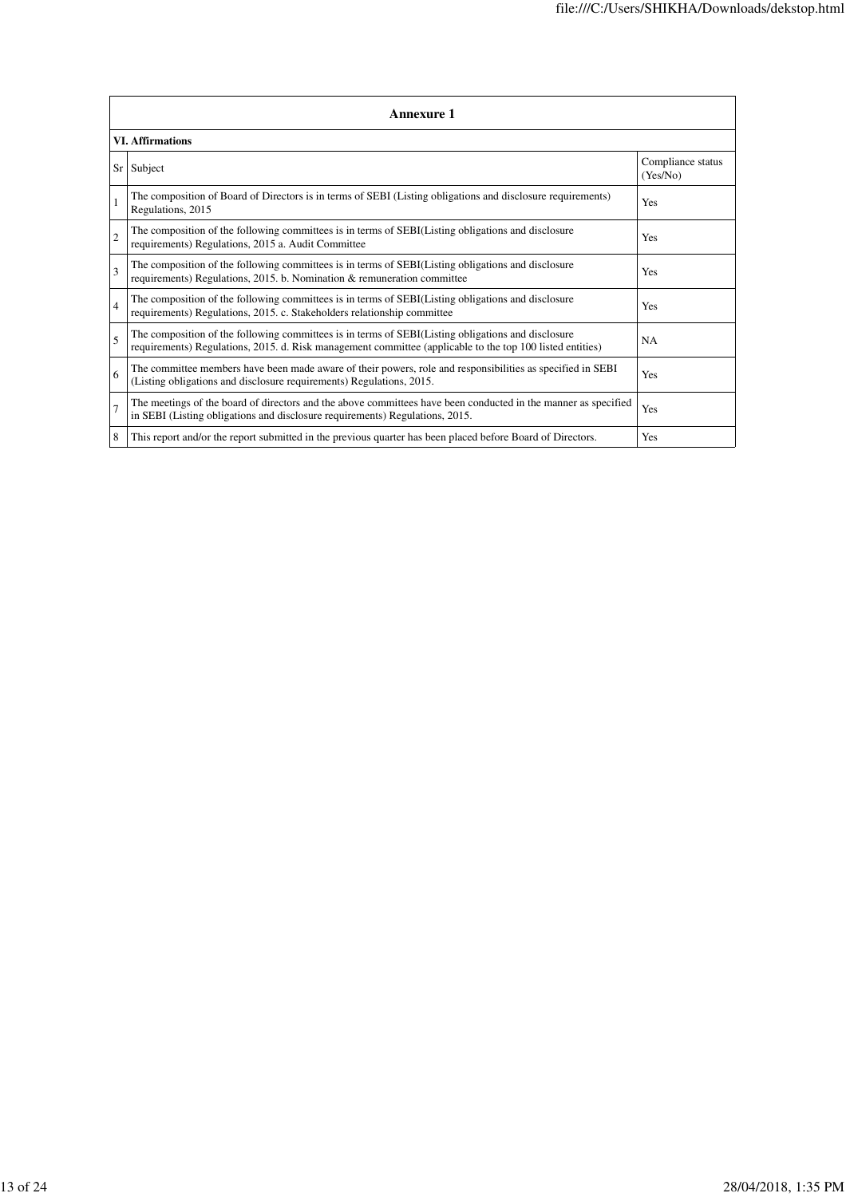## Annexure 1

### VI. Affirmations

| Sr | Subject | Compliance status (Yes/No) |
|---|---|---|
| 1 | The composition of Board of Directors is in terms of SEBI (Listing obligations and disclosure requirements) Regulations, 2015 | Yes |
| 2 | The composition of the following committees is in terms of SEBI(Listing obligations and disclosure requirements) Regulations, 2015 a. Audit Committee | Yes |
| 3 | The composition of the following committees is in terms of SEBI(Listing obligations and disclosure requirements) Regulations, 2015. b. Nomination & remuneration committee | Yes |
| 4 | The composition of the following committees is in terms of SEBI(Listing obligations and disclosure requirements) Regulations, 2015. c. Stakeholders relationship committee | Yes |
| 5 | The composition of the following committees is in terms of SEBI(Listing obligations and disclosure requirements) Regulations, 2015. d. Risk management committee (applicable to the top 100 listed entities) | NA |
| 6 | The committee members have been made aware of their powers, role and responsibilities as specified in SEBI (Listing obligations and disclosure requirements) Regulations, 2015. | Yes |
| 7 | The meetings of the board of directors and the above committees have been conducted in the manner as specified in SEBI (Listing obligations and disclosure requirements) Regulations, 2015. | Yes |
| 8 | This report and/or the report submitted in the previous quarter has been placed before Board of Directors. | Yes |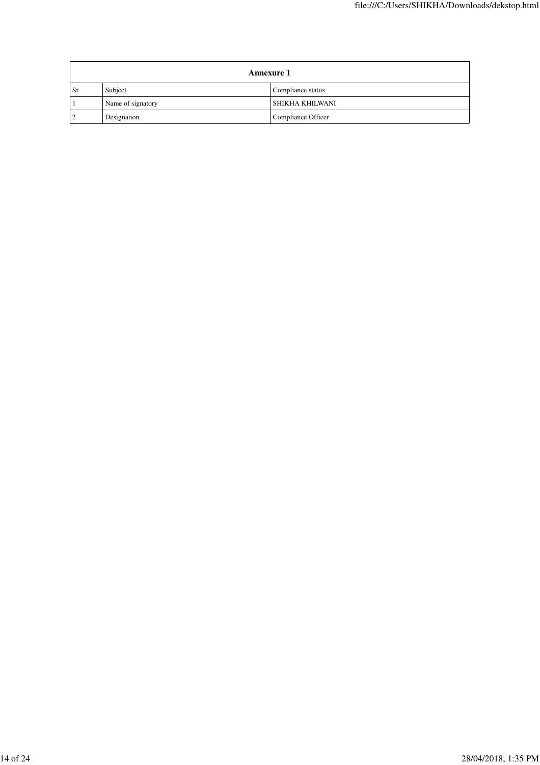| Annexure 1 | | |
|---|---|---|
| Sr | Subject | Compliance status |
| 1 | Name of signatory | SHIKHA KHILWANI |
| 2 | Designation | Compliance Officer |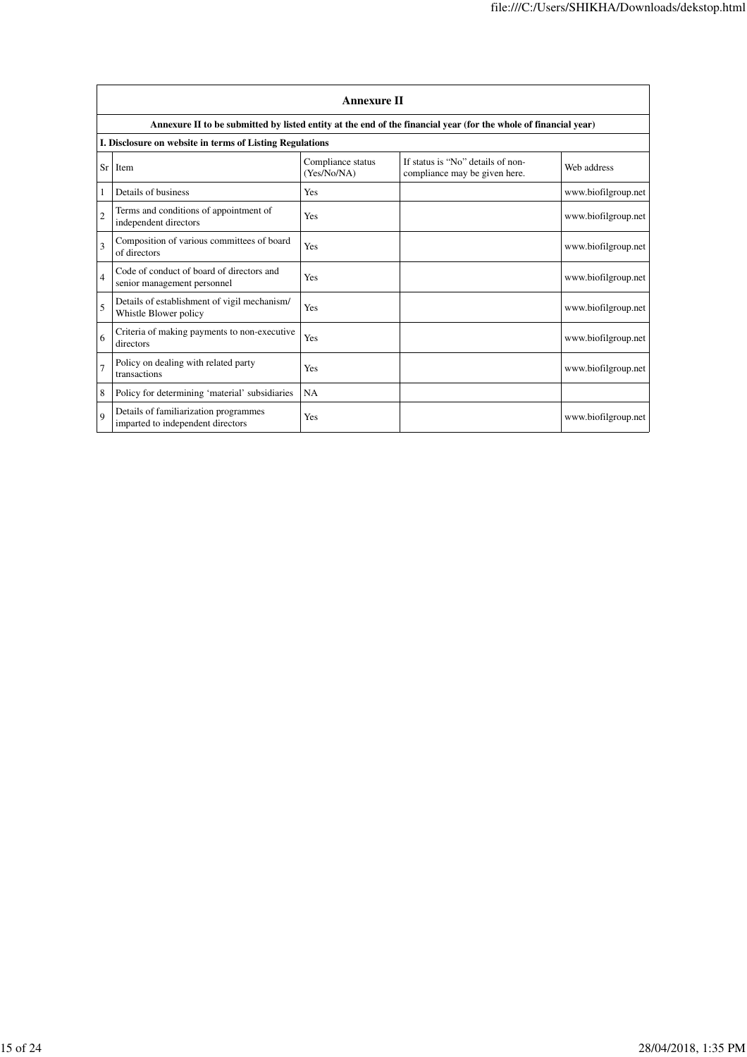| Annexure II | | | | |
|---|---|---|---|---|
| Annexure II to be submitted by listed entity at the end of the financial year (for the whole of financial year) | | | | |
| I. Disclosure on website in terms of Listing Regulations | | | | |
| Sr | Item | Compliance status (Yes/No/NA) | If status is "No" details of non-compliance may be given here. | Web address |
| 1 | Details of business | Yes | | www.biofilgroup.net |
| 2 | Terms and conditions of appointment of independent directors | Yes | | www.biofilgroup.net |
| 3 | Composition of various committees of board of directors | Yes | | www.biofilgroup.net |
| 4 | Code of conduct of board of directors and senior management personnel | Yes | | www.biofilgroup.net |
| 5 | Details of establishment of vigil mechanism/ Whistle Blower policy | Yes | | www.biofilgroup.net |
| 6 | Criteria of making payments to non-executive directors | Yes | | www.biofilgroup.net |
| 7 | Policy on dealing with related party transactions | Yes | | www.biofilgroup.net |
| 8 | Policy for determining 'material' subsidiaries | NA | | |
| 9 | Details of familiarization programmes imparted to independent directors | Yes | | www.biofilgroup.net |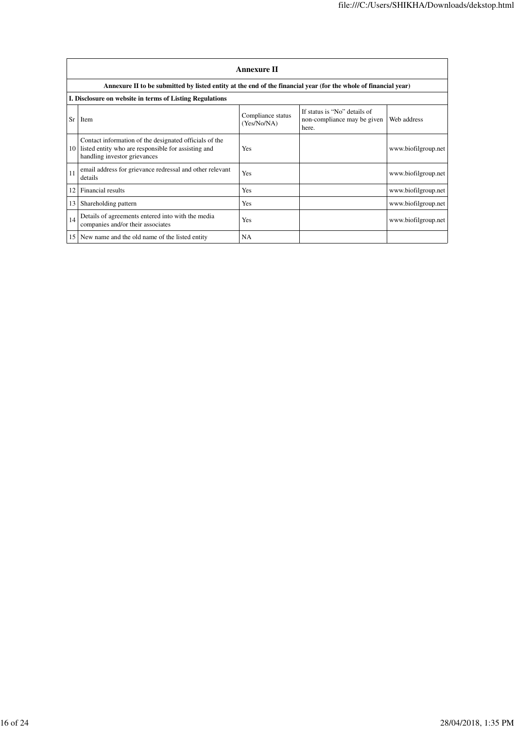| Annexure II | | | | |
|---|---|---|---|---|
| **Annexure II to be submitted by listed entity at the end of the financial year (for the whole of financial year)** | | | | |
| **I. Disclosure on website in terms of Listing Regulations** | | | | |
| Sr | Item | Compliance status (Yes/No/NA) | If status is "No" details of non-compliance may be given here. | Web address |
| 10 | Contact information of the designated officials of the listed entity who are responsible for assisting and handling investor grievances | Yes | | www.biofilgroup.net |
| 11 | email address for grievance redressal and other relevant details | Yes | | www.biofilgroup.net |
| 12 | Financial results | Yes | | www.biofilgroup.net |
| 13 | Shareholding pattern | Yes | | www.biofilgroup.net |
| 14 | Details of agreements entered into with the media companies and/or their associates | Yes | | www.biofilgroup.net |
| 15 | New name and the old name of the listed entity | NA | | |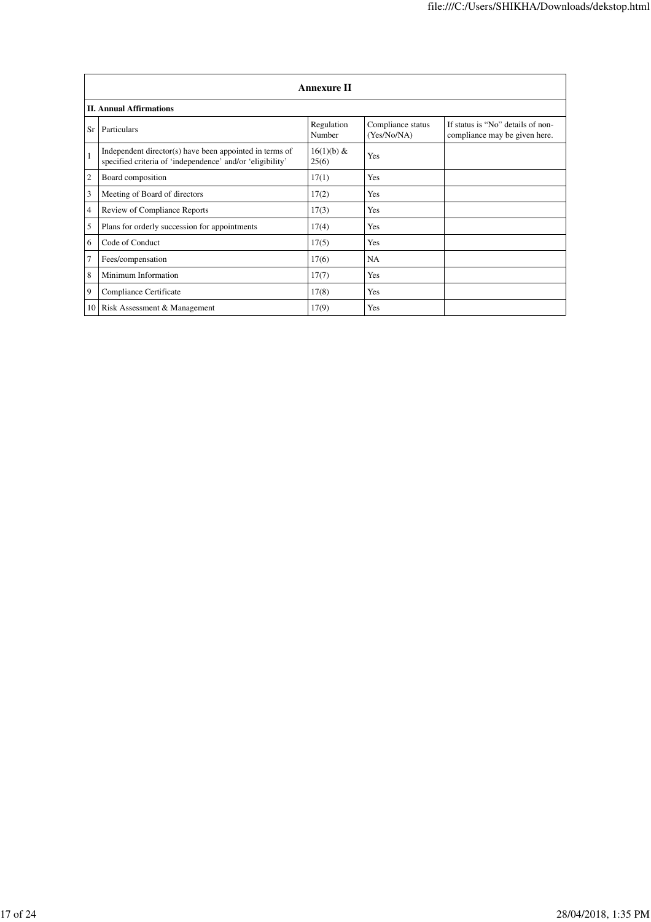## Annexure II

### II. Annual Affirmations

| Sr | Particulars | Regulation Number | Compliance status (Yes/No/NA) | If status is "No" details of non-compliance may be given here. |
|---|---|---|---|---|
| 1 | Independent director(s) have been appointed in terms of specified criteria of 'independence' and/or 'eligibility' | 16(1)(b) & 25(6) | Yes | |
| 2 | Board composition | 17(1) | Yes | |
| 3 | Meeting of Board of directors | 17(2) | Yes | |
| 4 | Review of Compliance Reports | 17(3) | Yes | |
| 5 | Plans for orderly succession for appointments | 17(4) | Yes | |
| 6 | Code of Conduct | 17(5) | Yes | |
| 7 | Fees/compensation | 17(6) | NA | |
| 8 | Minimum Information | 17(7) | Yes | |
| 9 | Compliance Certificate | 17(8) | Yes | |
| 10 | Risk Assessment & Management | 17(9) | Yes | |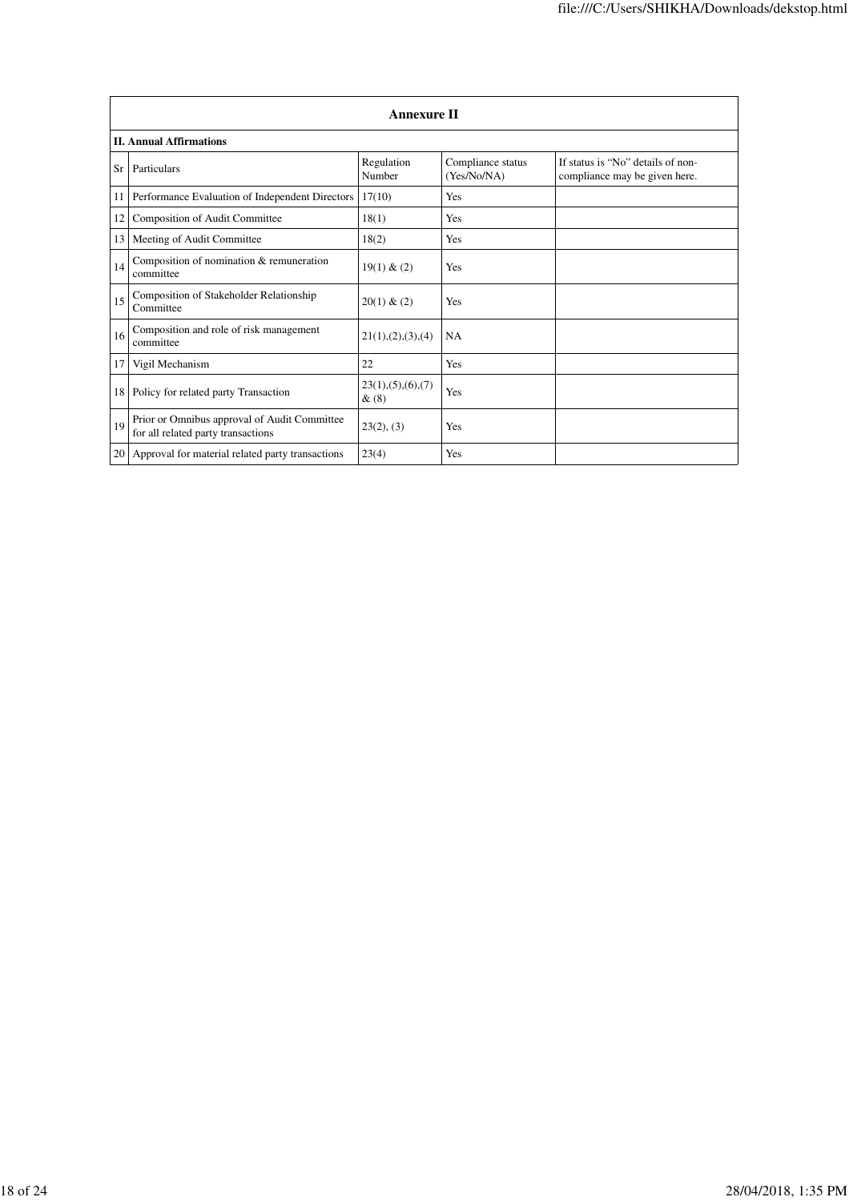## Annexure II

### II. Annual Affirmations

| Sr | Particulars | Regulation Number | Compliance status (Yes/No/NA) | If status is "No" details of non-compliance may be given here. |
|---|---|---|---|---|
| 11 | Performance Evaluation of Independent Directors | 17(10) | Yes | |
| 12 | Composition of Audit Committee | 18(1) | Yes | |
| 13 | Meeting of Audit Committee | 18(2) | Yes | |
| 14 | Composition of nomination & remuneration committee | 19(1) & (2) | Yes | |
| 15 | Composition of Stakeholder Relationship Committee | 20(1) & (2) | Yes | |
| 16 | Composition and role of risk management committee | 21(1),(2),(3),(4) | NA | |
| 17 | Vigil Mechanism | 22 | Yes | |
| 18 | Policy for related party Transaction | 23(1),(5),(6),(7) & (8) | Yes | |
| 19 | Prior or Omnibus approval of Audit Committee for all related party transactions | 23(2), (3) | Yes | |
| 20 | Approval for material related party transactions | 23(4) | Yes | |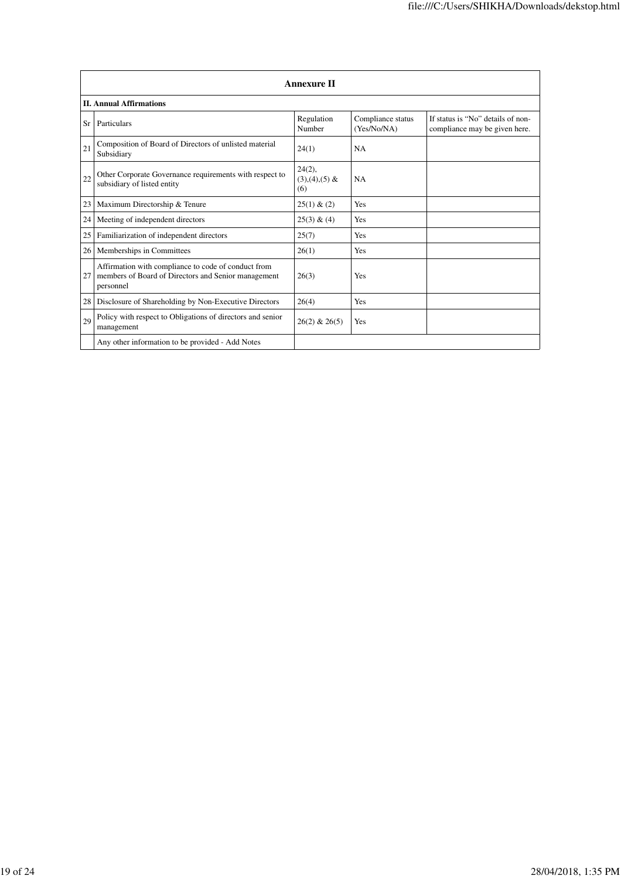| Annexure II | | | | |
|---|---|---|---|---|
| **II. Annual Affirmations** | | | | |
| Sr | Particulars | Regulation Number | Compliance status (Yes/No/NA) | If status is "No" details of non-compliance may be given here. |
| 21 | Composition of Board of Directors of unlisted material Subsidiary | 24(1) | NA | |
| 22 | Other Corporate Governance requirements with respect to subsidiary of listed entity | 24(2), (3),(4),(5) & (6) | NA | |
| 23 | Maximum Directorship & Tenure | 25(1) & (2) | Yes | |
| 24 | Meeting of independent directors | 25(3) & (4) | Yes | |
| 25 | Familiarization of independent directors | 25(7) | Yes | |
| 26 | Memberships in Committees | 26(1) | Yes | |
| 27 | Affirmation with compliance to code of conduct from members of Board of Directors and Senior management personnel | 26(3) | Yes | |
| 28 | Disclosure of Shareholding by Non-Executive Directors | 26(4) | Yes | |
| 29 | Policy with respect to Obligations of directors and senior management | 26(2) & 26(5) | Yes | |
| | Any other information to be provided - Add Notes | | | |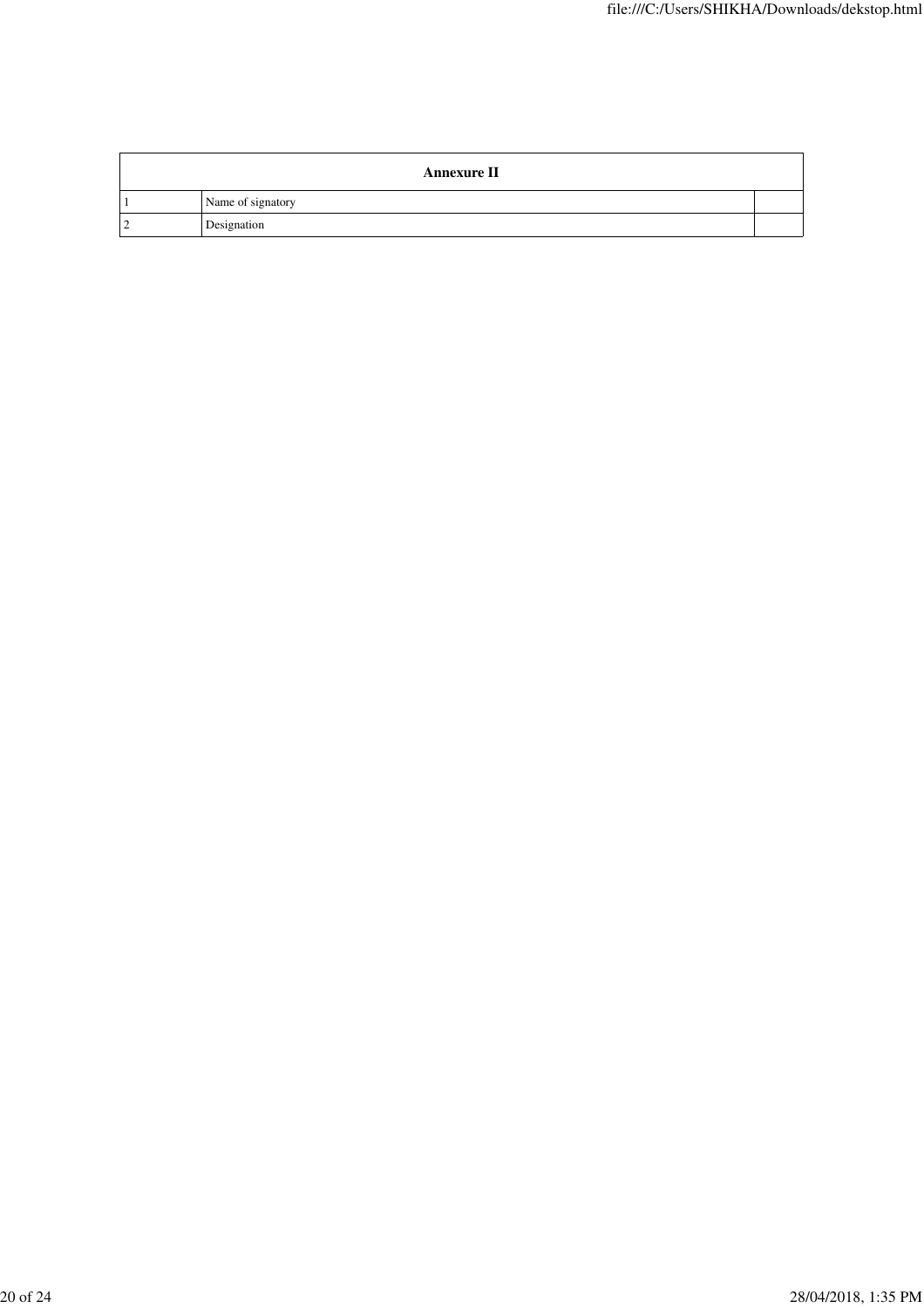| Annexure II | | |
|---|---|---|
| 1 | Name of signatory | |
| 2 | Designation | |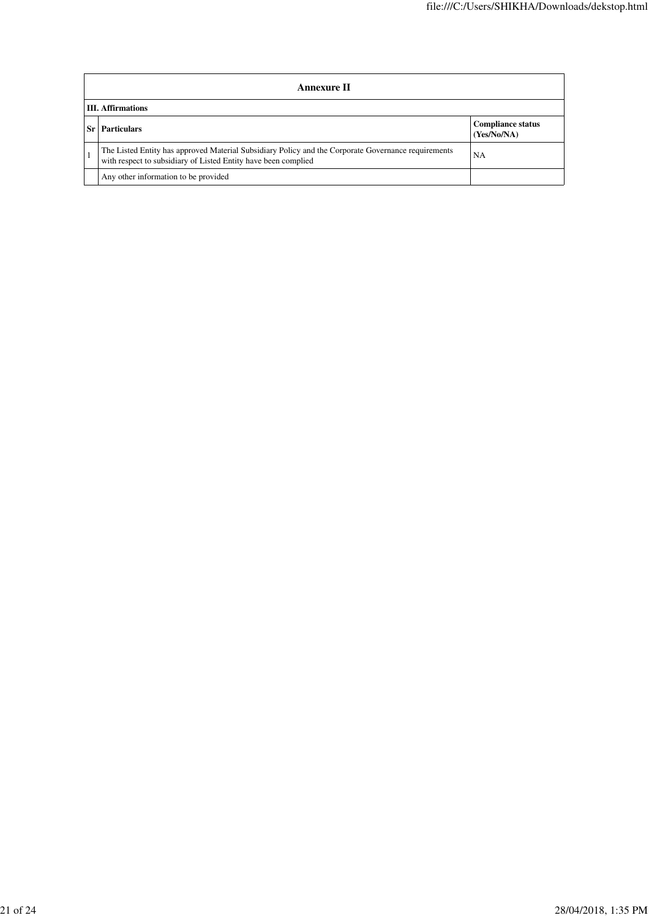| Annexure II | | |
|---|---|---|
| **III. Affirmations** | | |
| **Sr** | **Particulars** | **Compliance status (Yes/No/NA)** |
| 1 | The Listed Entity has approved Material Subsidiary Policy and the Corporate Governance requirements with respect to subsidiary of Listed Entity have been complied | NA |
| | Any other information to be provided | |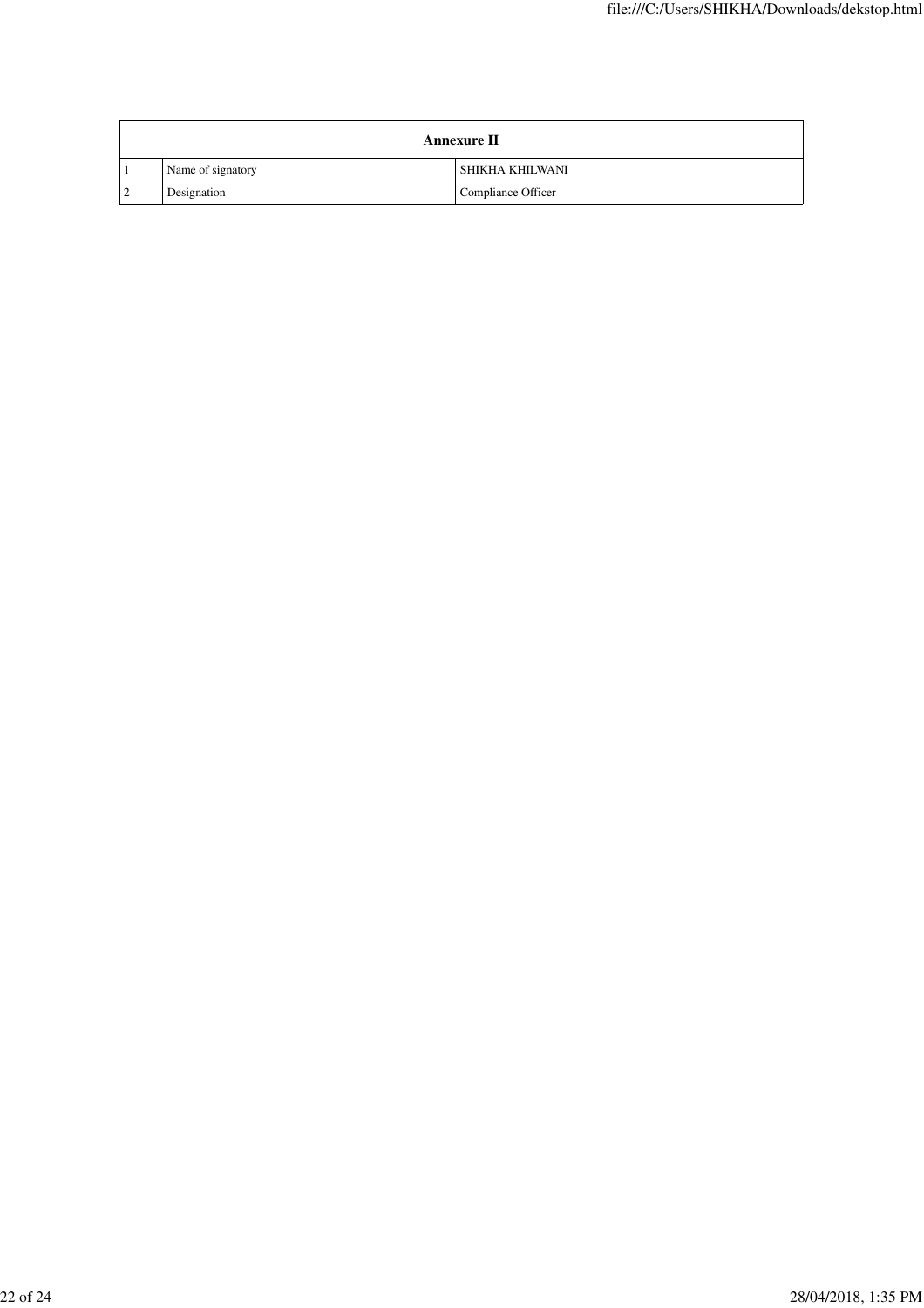| Annexure II | | |
|---|---|---|
| 1 | Name of signatory | SHIKHA KHILWANI |
| 2 | Designation | Compliance Officer |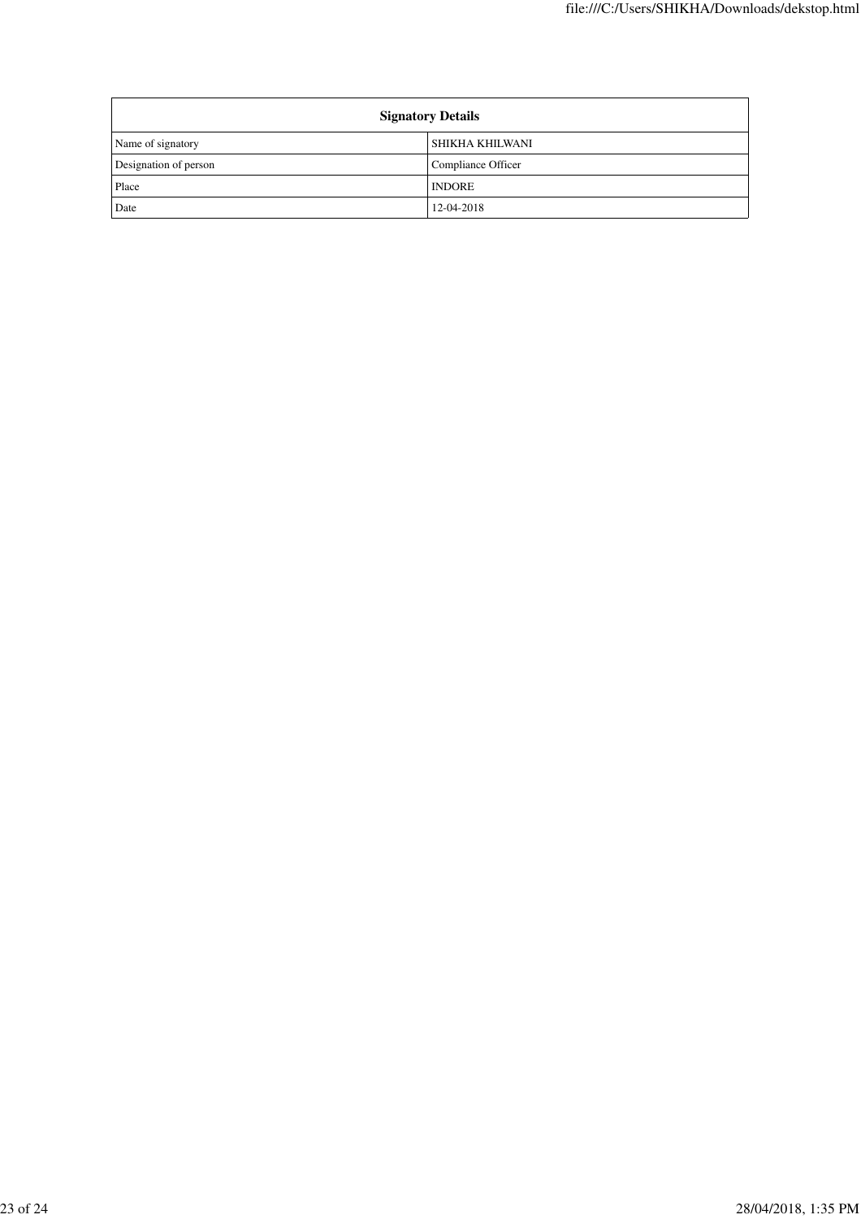| Signatory Details | |
|---|---|
| Name of signatory | SHIKHA KHILWANI |
| Designation of person | Compliance Officer |
| Place | INDORE |
| Date | 12-04-2018 |